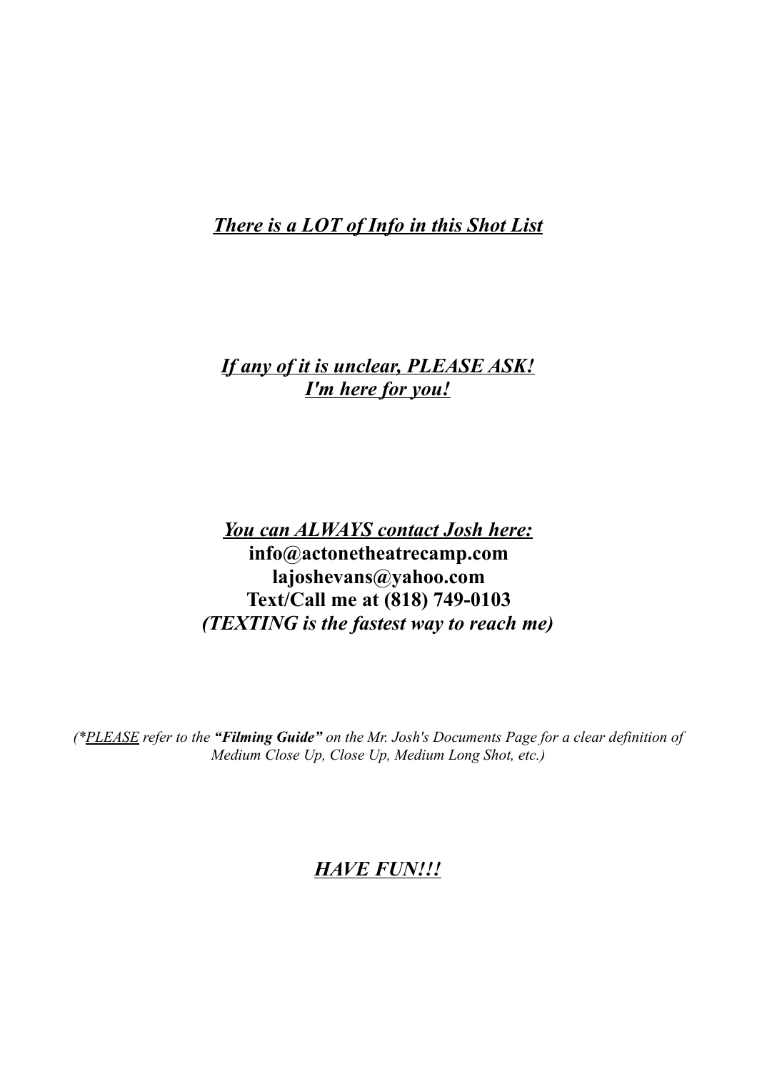***There is a LOT of Info in this Shot List***

***If any of it is unclear, PLEASE ASK!***
***I'm here for you!***

***You can ALWAYS contact Josh here:***
**info@actonetheatrecamp.com**
**lajoshevans@yahoo.com**
**Text/Call me at (818) 749-0103**
***(TEXTING is the fastest way to reach me)***

*(\*PLEASE refer to the **"Filming Guide"** on the Mr. Josh's Documents Page for a clear definition of Medium Close Up, Close Up, Medium Long Shot, etc.)*

***HAVE FUN!!!***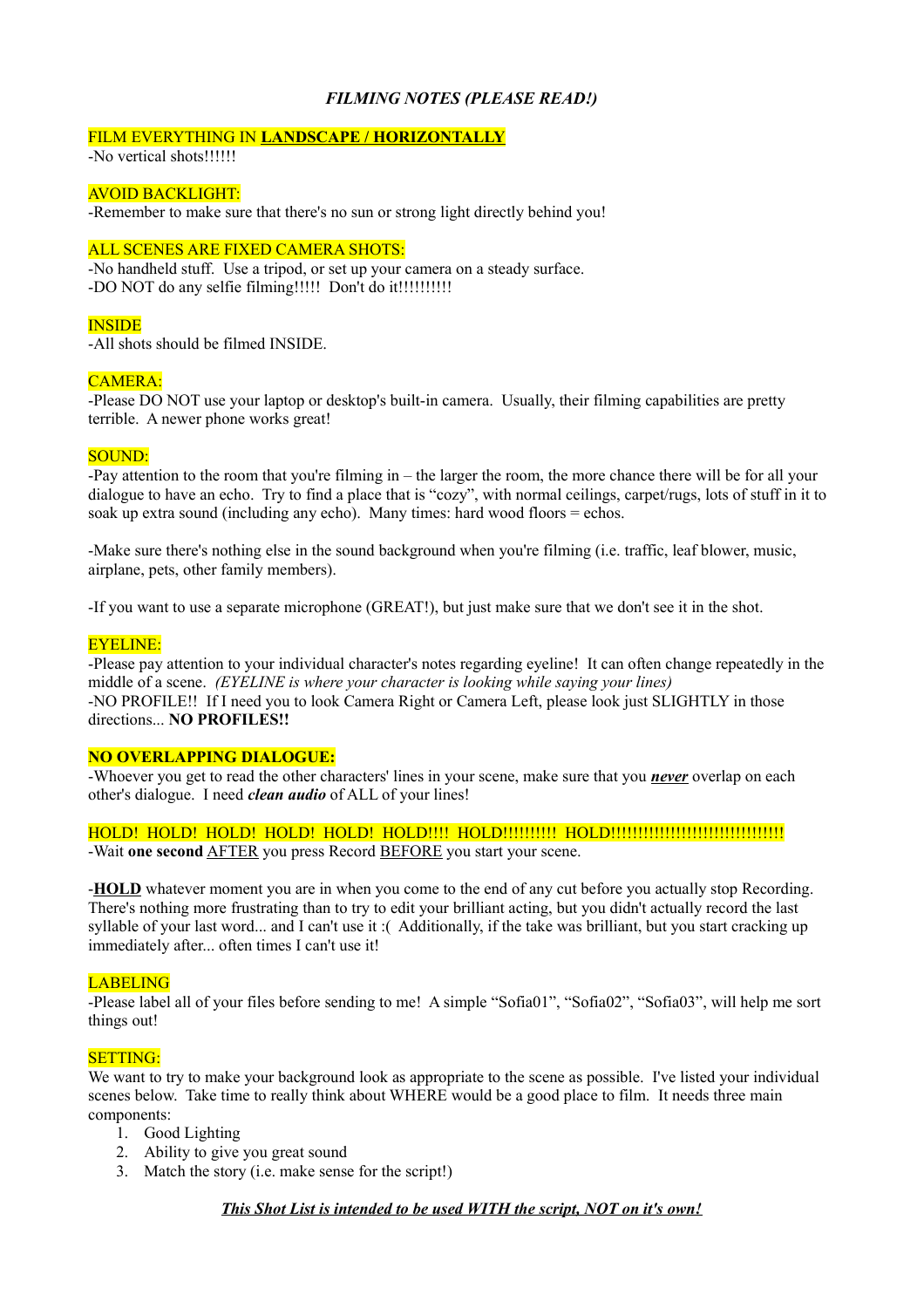# *FILMING NOTES (PLEASE READ!)*

FILM EVERYTHING IN **LANDSCAPE / HORIZONTALLY**
-No vertical shots!!!!!!

AVOID BACKLIGHT:
-Remember to make sure that there's no sun or strong light directly behind you!

ALL SCENES ARE FIXED CAMERA SHOTS:
-No handheld stuff. Use a tripod, or set up your camera on a steady surface.
-DO NOT do any selfie filming!!!!! Don't do it!!!!!!!!!!

INSIDE
-All shots should be filmed INSIDE.

CAMERA:
-Please DO NOT use your laptop or desktop's built-in camera. Usually, their filming capabilities are pretty terrible. A newer phone works great!

SOUND:
-Pay attention to the room that you're filming in – the larger the room, the more chance there will be for all your dialogue to have an echo. Try to find a place that is "cozy", with normal ceilings, carpet/rugs, lots of stuff in it to soak up extra sound (including any echo). Many times: hard wood floors = echos.

-Make sure there's nothing else in the sound background when you're filming (i.e. traffic, leaf blower, music, airplane, pets, other family members).

-If you want to use a separate microphone (GREAT!), but just make sure that we don't see it in the shot.

EYELINE:
-Please pay attention to your individual character's notes regarding eyeline! It can often change repeatedly in the middle of a scene. *(EYELINE is where your character is looking while saying your lines)*
-NO PROFILE!! If I need you to look Camera Right or Camera Left, please look just SLIGHTLY in those directions... **NO PROFILES!!**

**NO OVERLAPPING DIALOGUE:**
-Whoever you get to read the other characters' lines in your scene, make sure that you ***never*** overlap on each other's dialogue. I need ***clean audio*** of ALL of your lines!

HOLD! HOLD! HOLD! HOLD! HOLD! HOLD!!!! HOLD!!!!!!!!!! HOLD!!!!!!!!!!!!!!!!!!!!!!!!!!!!!!!!
-Wait **one second** AFTER you press Record BEFORE you start your scene.

-**HOLD** whatever moment you are in when you come to the end of any cut before you actually stop Recording. There's nothing more frustrating than to try to edit your brilliant acting, but you didn't actually record the last syllable of your last word... and I can't use it :( Additionally, if the take was brilliant, but you start cracking up immediately after... often times I can't use it!

LABELING
-Please label all of your files before sending to me! A simple "Sofia01", "Sofia02", "Sofia03", will help me sort things out!

SETTING:
We want to try to make your background look as appropriate to the scene as possible. I've listed your individual scenes below. Take time to really think about WHERE would be a good place to film. It needs three main components:

1. Good Lighting
2. Ability to give you great sound
3. Match the story (i.e. make sense for the script!)

***This Shot List is intended to be used WITH the script, NOT on it's own!***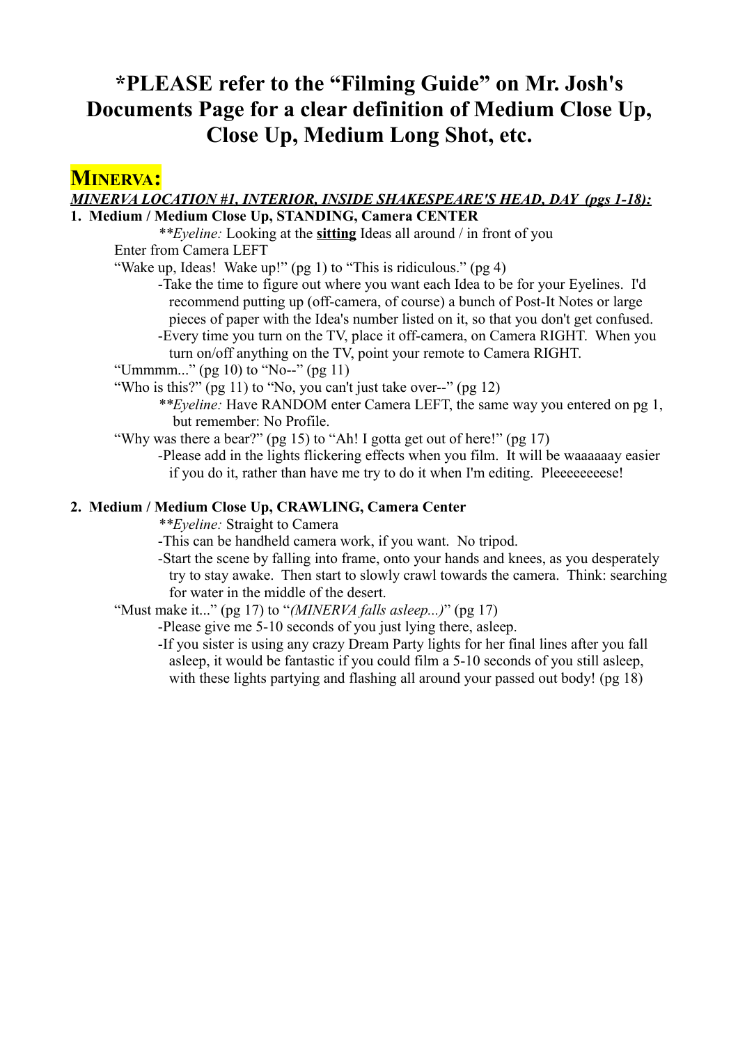# *PLEASE refer to the "Filming Guide" on Mr. Josh's Documents Page for a clear definition of Medium Close Up, Close Up, Medium Long Shot, etc.

## MINERVA:

***MINERVA LOCATION #1, INTERIOR, INSIDE SHAKESPEARE'S HEAD, DAY (pgs 1-18):***

**1. Medium / Medium Close Up, STANDING, Camera CENTER**

**Eyeline:* Looking at the **sitting** Ideas all around / in front of you

Enter from Camera LEFT

"Wake up, Ideas! Wake up!" (pg 1) to "This is ridiculous." (pg 4)

-Take the time to figure out where you want each Idea to be for your Eyelines. I'd recommend putting up (off-camera, of course) a bunch of Post-It Notes or large pieces of paper with the Idea's number listed on it, so that you don't get confused.

-Every time you turn on the TV, place it off-camera, on Camera RIGHT. When you turn on/off anything on the TV, point your remote to Camera RIGHT.

"Ummmm..." (pg 10) to "No--" (pg 11)

"Who is this?" (pg 11) to "No, you can't just take over--" (pg 12)

**Eyeline:* Have RANDOM enter Camera LEFT, the same way you entered on pg 1, but remember: No Profile.

"Why was there a bear?" (pg 15) to "Ah! I gotta get out of here!" (pg 17)

-Please add in the lights flickering effects when you film. It will be waaaaaay easier if you do it, rather than have me try to do it when I'm editing. Pleeeeeeeese!

**2. Medium / Medium Close Up, CRAWLING, Camera Center**

**Eyeline:* Straight to Camera

-This can be handheld camera work, if you want. No tripod.

-Start the scene by falling into frame, onto your hands and knees, as you desperately try to stay awake. Then start to slowly crawl towards the camera. Think: searching for water in the middle of the desert.

"Must make it..." (pg 17) to "*(MINERVA falls asleep...)*" (pg 17)

-Please give me 5-10 seconds of you just lying there, asleep.

-If you sister is using any crazy Dream Party lights for her final lines after you fall asleep, it would be fantastic if you could film a 5-10 seconds of you still asleep, with these lights partying and flashing all around your passed out body! (pg 18)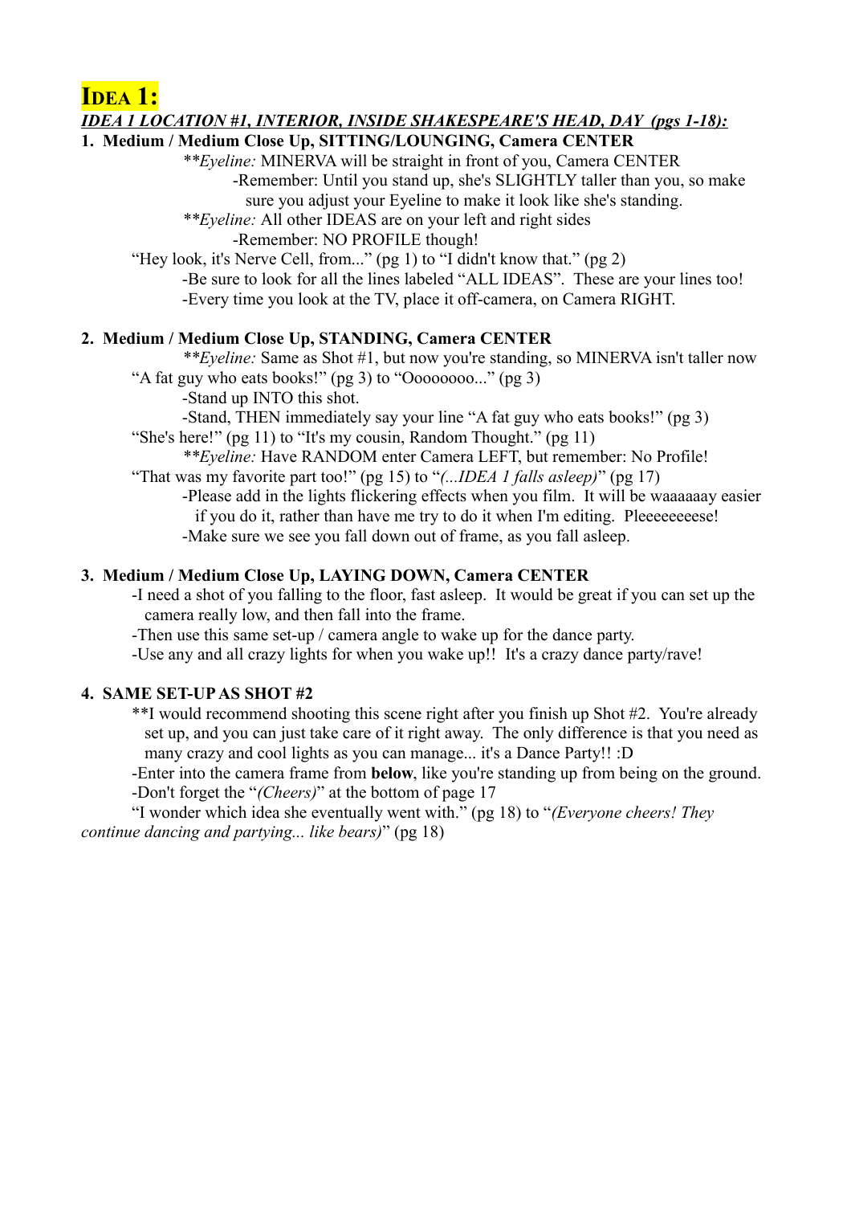# IDEA 1:

***IDEA 1 LOCATION #1, INTERIOR, INSIDE SHAKESPEARE'S HEAD, DAY (pgs 1-18):***

**1. Medium / Medium Close Up, SITTING/LOUNGING, Camera CENTER**

\*\**Eyeline:* MINERVA will be straight in front of you, Camera CENTER

-Remember: Until you stand up, she's SLIGHTLY taller than you, so make sure you adjust your Eyeline to make it look like she's standing.

\*\**Eyeline:* All other IDEAS are on your left and right sides

-Remember: NO PROFILE though!

"Hey look, it's Nerve Cell, from..." (pg 1) to "I didn't know that." (pg 2)

-Be sure to look for all the lines labeled "ALL IDEAS". These are your lines too!

-Every time you look at the TV, place it off-camera, on Camera RIGHT.

**2. Medium / Medium Close Up, STANDING, Camera CENTER**

\*\**Eyeline:* Same as Shot #1, but now you're standing, so MINERVA isn't taller now

"A fat guy who eats books!" (pg 3) to "Oooooooo..." (pg 3)

-Stand up INTO this shot.

-Stand, THEN immediately say your line "A fat guy who eats books!" (pg 3)

"She's here!" (pg 11) to "It's my cousin, Random Thought." (pg 11)

\*\**Eyeline:* Have RANDOM enter Camera LEFT, but remember: No Profile!

"That was my favorite part too!" (pg 15) to "*(...IDEA 1 falls asleep)*" (pg 17)

-Please add in the lights flickering effects when you film. It will be waaaaaay easier if you do it, rather than have me try to do it when I'm editing. Pleeeeeeeese!

-Make sure we see you fall down out of frame, as you fall asleep.

**3. Medium / Medium Close Up, LAYING DOWN, Camera CENTER**

-I need a shot of you falling to the floor, fast asleep. It would be great if you can set up the camera really low, and then fall into the frame.

-Then use this same set-up / camera angle to wake up for the dance party.

-Use any and all crazy lights for when you wake up!! It's a crazy dance party/rave!

**4. SAME SET-UP AS SHOT #2**

\*\*I would recommend shooting this scene right after you finish up Shot #2. You're already set up, and you can just take care of it right away. The only difference is that you need as many crazy and cool lights as you can manage... it's a Dance Party!! :D

-Enter into the camera frame from **below**, like you're standing up from being on the ground.

-Don't forget the "*(Cheers)*" at the bottom of page 17

"I wonder which idea she eventually went with." (pg 18) to "*(Everyone cheers! They continue dancing and partying... like bears)*" (pg 18)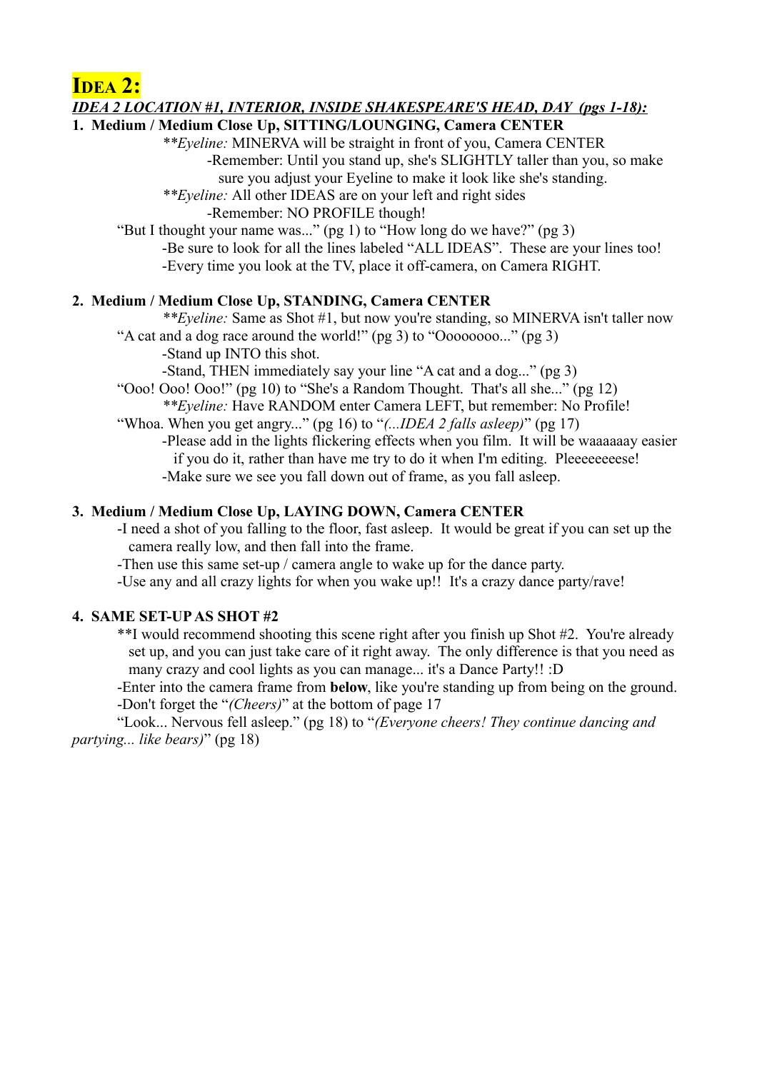# IDEA 2:

***IDEA 2 LOCATION #1, INTERIOR, INSIDE SHAKESPEARE'S HEAD, DAY (pgs 1-18):***

**1. Medium / Medium Close Up, SITTING/LOUNGING, Camera CENTER**

**Eyeline:* MINERVA will be straight in front of you, Camera CENTER

-Remember: Until you stand up, she's SLIGHTLY taller than you, so make sure you adjust your Eyeline to make it look like she's standing.

**Eyeline:* All other IDEAS are on your left and right sides

-Remember: NO PROFILE though!

"But I thought your name was..." (pg 1) to "How long do we have?" (pg 3)

-Be sure to look for all the lines labeled "ALL IDEAS". These are your lines too!

-Every time you look at the TV, place it off-camera, on Camera RIGHT.

**2. Medium / Medium Close Up, STANDING, Camera CENTER**

**Eyeline:* Same as Shot #1, but now you're standing, so MINERVA isn't taller now

"A cat and a dog race around the world!" (pg 3) to "Oooooooo..." (pg 3)

-Stand up INTO this shot.

-Stand, THEN immediately say your line "A cat and a dog..." (pg 3)

"Ooo! Ooo! Ooo!" (pg 10) to "She's a Random Thought. That's all she..." (pg 12)

**Eyeline:* Have RANDOM enter Camera LEFT, but remember: No Profile!

"Whoa. When you get angry..." (pg 16) to "*(...IDEA 2 falls asleep)*" (pg 17)

-Please add in the lights flickering effects when you film. It will be waaaaaay easier if you do it, rather than have me try to do it when I'm editing. Pleeeeeeeese!

-Make sure we see you fall down out of frame, as you fall asleep.

**3. Medium / Medium Close Up, LAYING DOWN, Camera CENTER**

-I need a shot of you falling to the floor, fast asleep. It would be great if you can set up the camera really low, and then fall into the frame.

-Then use this same set-up / camera angle to wake up for the dance party.

-Use any and all crazy lights for when you wake up!! It's a crazy dance party/rave!

**4. SAME SET-UP AS SHOT #2**

**I would recommend shooting this scene right after you finish up Shot #2. You're already set up, and you can just take care of it right away. The only difference is that you need as many crazy and cool lights as you can manage... it's a Dance Party!! :D

-Enter into the camera frame from **below**, like you're standing up from being on the ground.

-Don't forget the "*(Cheers)*" at the bottom of page 17

"Look... Nervous fell asleep." (pg 18) to "*(Everyone cheers! They continue dancing and partying... like bears)*" (pg 18)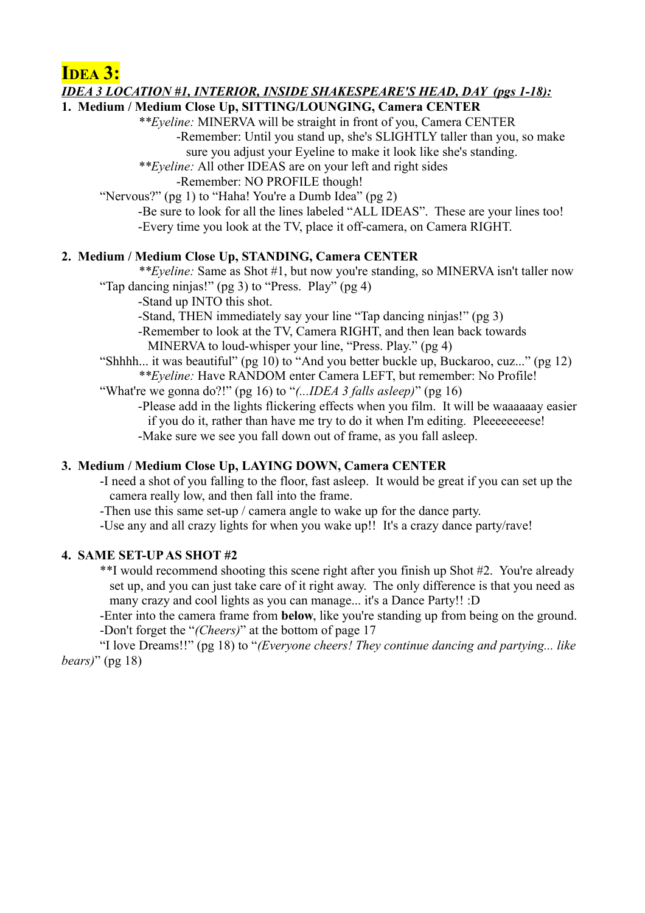# IDEA 3:

***IDEA 3 LOCATION #1, INTERIOR, INSIDE SHAKESPEARE'S HEAD, DAY (pgs 1-18):***

**1. Medium / Medium Close Up, SITTING/LOUNGING, Camera CENTER**

\*\**Eyeline:* MINERVA will be straight in front of you, Camera CENTER
-Remember: Until you stand up, she's SLIGHTLY taller than you, so make sure you adjust your Eyeline to make it look like she's standing.

\*\**Eyeline:* All other IDEAS are on your left and right sides
-Remember: NO PROFILE though!

"Nervous?" (pg 1) to "Haha! You're a Dumb Idea" (pg 2)
-Be sure to look for all the lines labeled "ALL IDEAS". These are your lines too!
-Every time you look at the TV, place it off-camera, on Camera RIGHT.

**2. Medium / Medium Close Up, STANDING, Camera CENTER**

\*\**Eyeline:* Same as Shot #1, but now you're standing, so MINERVA isn't taller now

"Tap dancing ninjas!" (pg 3) to "Press. Play" (pg 4)
-Stand up INTO this shot.
-Stand, THEN immediately say your line "Tap dancing ninjas!" (pg 3)
-Remember to look at the TV, Camera RIGHT, and then lean back towards MINERVA to loud-whisper your line, "Press. Play." (pg 4)

"Shhhh... it was beautiful" (pg 10) to "And you better buckle up, Buckaroo, cuz..." (pg 12)
\*\**Eyeline:* Have RANDOM enter Camera LEFT, but remember: No Profile!

"What're we gonna do?!" (pg 16) to "*(...IDEA 3 falls asleep)*" (pg 16)
-Please add in the lights flickering effects when you film. It will be waaaaaay easier if you do it, rather than have me try to do it when I'm editing. Pleeeeeeeese!
-Make sure we see you fall down out of frame, as you fall asleep.

**3. Medium / Medium Close Up, LAYING DOWN, Camera CENTER**

-I need a shot of you falling to the floor, fast asleep. It would be great if you can set up the camera really low, and then fall into the frame.
-Then use this same set-up / camera angle to wake up for the dance party.
-Use any and all crazy lights for when you wake up!! It's a crazy dance party/rave!

**4. SAME SET-UP AS SHOT #2**

\*\*I would recommend shooting this scene right after you finish up Shot #2. You're already set up, and you can just take care of it right away. The only difference is that you need as many crazy and cool lights as you can manage... it's a Dance Party!! :D
-Enter into the camera frame from **below**, like you're standing up from being on the ground.
-Don't forget the "*(Cheers)*" at the bottom of page 17

"I love Dreams!!" (pg 18) to "*(Everyone cheers! They continue dancing and partying... like bears)*" (pg 18)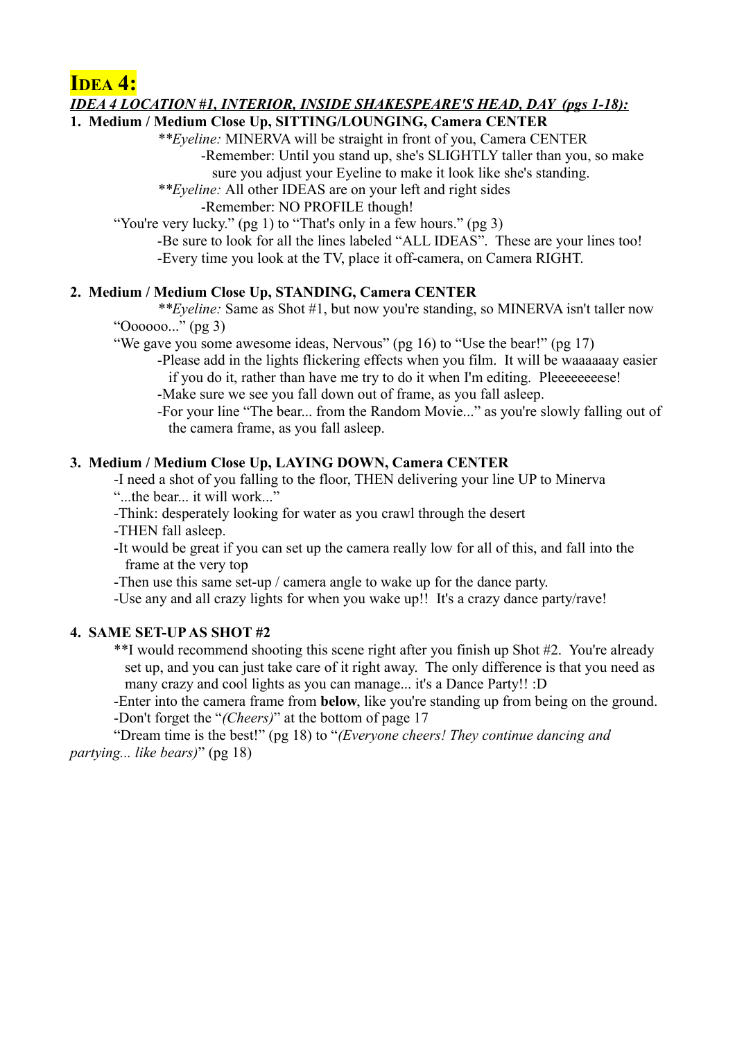# IDEA 4:

***IDEA 4 LOCATION #1, INTERIOR, INSIDE SHAKESPEARE'S HEAD, DAY (pgs 1-18):***

1. **Medium / Medium Close Up, SITTING/LOUNGING, Camera CENTER**

   ***Eyeline:** MINERVA will be straight in front of you, Camera CENTER

   -Remember: Until you stand up, she's SLIGHTLY taller than you, so make sure you adjust your Eyeline to make it look like she's standing.

   ***Eyeline:** All other IDEAS are on your left and right sides

   -Remember: NO PROFILE though!

   "You're very lucky." (pg 1) to "That's only in a few hours." (pg 3)

   -Be sure to look for all the lines labeled "ALL IDEAS". These are your lines too!

   -Every time you look at the TV, place it off-camera, on Camera RIGHT.

2. **Medium / Medium Close Up, STANDING, Camera CENTER**

   ***Eyeline:** Same as Shot #1, but now you're standing, so MINERVA isn't taller now

   "Oooooo..." (pg 3)

   "We gave you some awesome ideas, Nervous" (pg 16) to "Use the bear!" (pg 17)

   -Please add in the lights flickering effects when you film. It will be waaaaaay easier if you do it, rather than have me try to do it when I'm editing. Pleeeeeeeese!

   -Make sure we see you fall down out of frame, as you fall asleep.

   -For your line "The bear... from the Random Movie..." as you're slowly falling out of the camera frame, as you fall asleep.

3. **Medium / Medium Close Up, LAYING DOWN, Camera CENTER**

   -I need a shot of you falling to the floor, THEN delivering your line UP to Minerva

   "...the bear... it will work..."

   -Think: desperately looking for water as you crawl through the desert

   -THEN fall asleep.

   -It would be great if you can set up the camera really low for all of this, and fall into the frame at the very top

   -Then use this same set-up / camera angle to wake up for the dance party.

   -Use any and all crazy lights for when you wake up!! It's a crazy dance party/rave!

4. **SAME SET-UP AS SHOT #2**

   **I would recommend shooting this scene right after you finish up Shot #2. You're already set up, and you can just take care of it right away. The only difference is that you need as many crazy and cool lights as you can manage... it's a Dance Party!! :D

   -Enter into the camera frame from **below**, like you're standing up from being on the ground.

   -Don't forget the "*(Cheers)*" at the bottom of page 17

   "Dream time is the best!" (pg 18) to "*(Everyone cheers! They continue dancing and partying... like bears)*" (pg 18)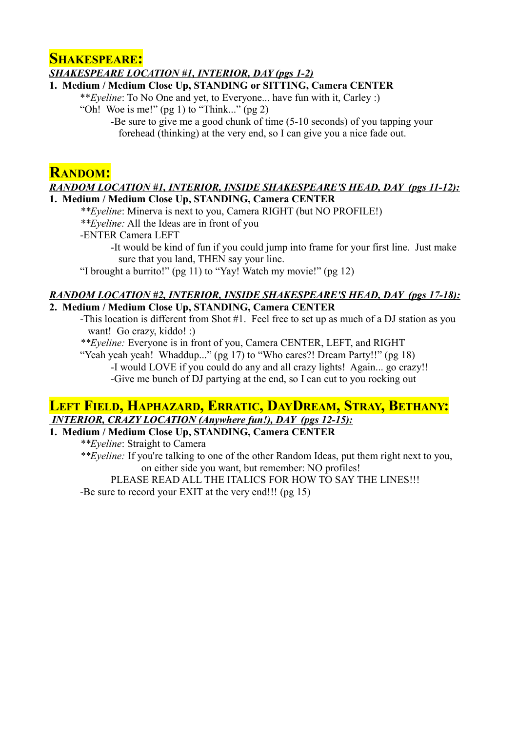## Shakespeare:

***SHAKESPEARE LOCATION #1, INTERIOR, DAY (pgs 1-2)***

1. **Medium / Medium Close Up, STANDING or SITTING, Camera CENTER**

   ***Eyeline*: To No One and yet, to Everyone... have fun with it, Carley :)

   "Oh! Woe is me!" (pg 1) to "Think..." (pg 2)

   -Be sure to give me a good chunk of time (5-10 seconds) of you tapping your forehead (thinking) at the very end, so I can give you a nice fade out.

## Random:

***RANDOM LOCATION #1, INTERIOR, INSIDE SHAKESPEARE'S HEAD, DAY (pgs 11-12):***

1. **Medium / Medium Close Up, STANDING, Camera CENTER**

   ***Eyeline*: Minerva is next to you, Camera RIGHT (but NO PROFILE!)

   ***Eyeline:* All the Ideas are in front of you

   -ENTER Camera LEFT

   -It would be kind of fun if you could jump into frame for your first line. Just make sure that you land, THEN say your line.

   "I brought a burrito!" (pg 11) to "Yay! Watch my movie!" (pg 12)

***RANDOM LOCATION #2, INTERIOR, INSIDE SHAKESPEARE'S HEAD, DAY (pgs 17-18):***

2. **Medium / Medium Close Up, STANDING, Camera CENTER**

   -This location is different from Shot #1. Feel free to set up as much of a DJ station as you want! Go crazy, kiddo! :)

   ***Eyeline:* Everyone is in front of you, Camera CENTER, LEFT, and RIGHT

   "Yeah yeah yeah! Whaddup..." (pg 17) to "Who cares?! Dream Party!!" (pg 18)

   -I would LOVE if you could do any and all crazy lights! Again... go crazy!!

   -Give me bunch of DJ partying at the end, so I can cut to you rocking out

## Left Field, Haphazard, Erratic, DayDream, Stray, Bethany:

***INTERIOR, CRAZY LOCATION (Anywhere fun!), DAY (pgs 12-15):***

1. **Medium / Medium Close Up, STANDING, Camera CENTER**

   ***Eyeline*: Straight to Camera

   ***Eyeline:* If you're talking to one of the other Random Ideas, put them right next to you, on either side you want, but remember: NO profiles!

   PLEASE READ ALL THE ITALICS FOR HOW TO SAY THE LINES!!!

   -Be sure to record your EXIT at the very end!!! (pg 15)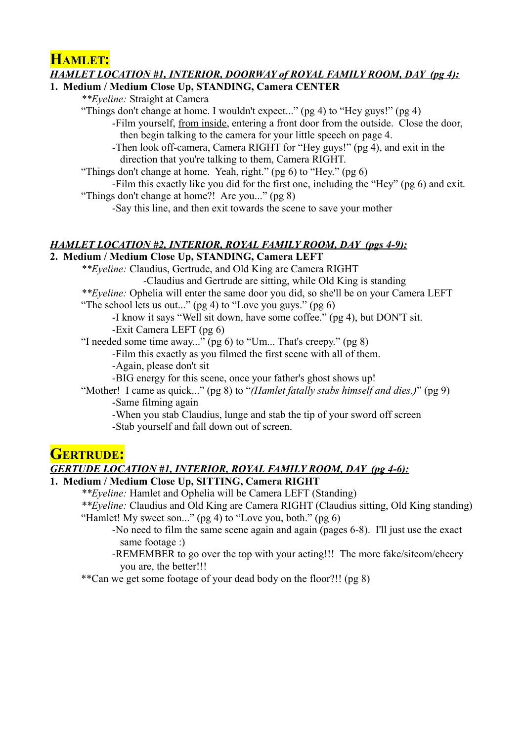# Hamlet:

***HAMLET LOCATION #1, INTERIOR, DOORWAY of ROYAL FAMILY ROOM, DAY (pg 4):***

**1. Medium / Medium Close Up, STANDING, Camera CENTER**

*\*\*Eyeline:* Straight at Camera

"Things don't change at home. I wouldn't expect..." (pg 4) to "Hey guys!" (pg 4)

-Film yourself, from inside, entering a front door from the outside. Close the door, then begin talking to the camera for your little speech on page 4.

-Then look off-camera, Camera RIGHT for "Hey guys!" (pg 4), and exit in the direction that you're talking to them, Camera RIGHT.

"Things don't change at home. Yeah, right." (pg 6) to "Hey." (pg 6)

-Film this exactly like you did for the first one, including the "Hey" (pg 6) and exit.

"Things don't change at home?! Are you..." (pg 8)

-Say this line, and then exit towards the scene to save your mother

***HAMLET LOCATION #2, INTERIOR, ROYAL FAMILY ROOM, DAY (pgs 4-9):***

**2. Medium / Medium Close Up, STANDING, Camera LEFT**

*\*\*Eyeline:* Claudius, Gertrude, and Old King are Camera RIGHT

-Claudius and Gertrude are sitting, while Old King is standing

*\*\*Eyeline:* Ophelia will enter the same door you did, so she'll be on your Camera LEFT

"The school lets us out..." (pg 4) to "Love you guys." (pg 6)

-I know it says "Well sit down, have some coffee." (pg 4), but DON'T sit.

-Exit Camera LEFT (pg 6)

"I needed some time away..." (pg 6) to "Um... That's creepy." (pg 8)

-Film this exactly as you filmed the first scene with all of them.

-Again, please don't sit

-BIG energy for this scene, once your father's ghost shows up!

"Mother! I came as quick..." (pg 8) to "*(Hamlet fatally stabs himself and dies.)*" (pg 9)

-Same filming again

-When you stab Claudius, lunge and stab the tip of your sword off screen

-Stab yourself and fall down out of screen.

# Gertrude:

***GERTUDE LOCATION #1, INTERIOR, ROYAL FAMILY ROOM, DAY (pg 4-6):***

**1. Medium / Medium Close Up, SITTING, Camera RIGHT**

*\*\*Eyeline:* Hamlet and Ophelia will be Camera LEFT (Standing)

*\*\*Eyeline:* Claudius and Old King are Camera RIGHT (Claudius sitting, Old King standing)

"Hamlet! My sweet son..." (pg 4) to "Love you, both." (pg 6)

-No need to film the same scene again and again (pages 6-8). I'll just use the exact same footage :)

-REMEMBER to go over the top with your acting!!! The more fake/sitcom/cheery you are, the better!!!

\*\*Can we get some footage of your dead body on the floor?!! (pg 8)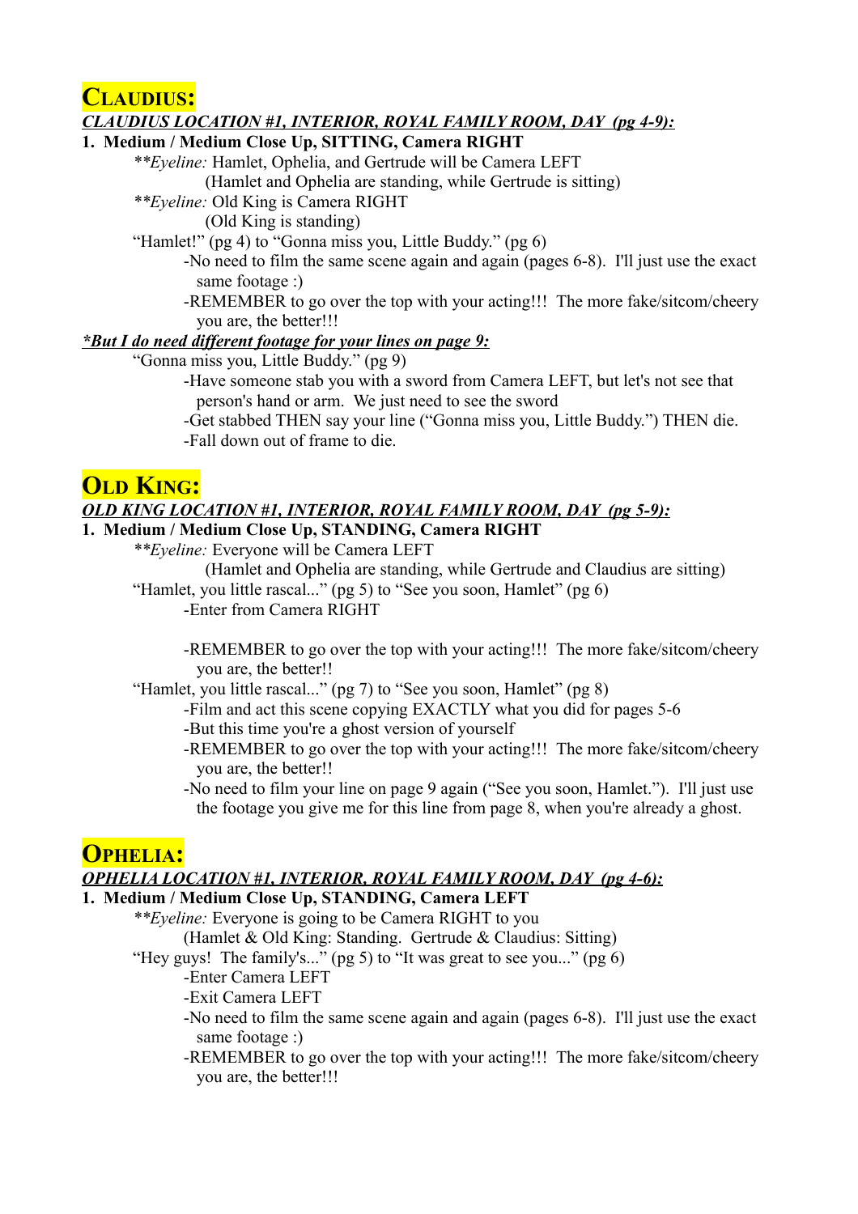## CLAUDIUS:

***CLAUDIUS LOCATION #1, INTERIOR, ROYAL FAMILY ROOM, DAY (pg 4-9):***

**1. Medium / Medium Close Up, SITTING, Camera RIGHT**

*\*\*Eyeline:* Hamlet, Ophelia, and Gertrude will be Camera LEFT
(Hamlet and Ophelia are standing, while Gertrude is sitting)

*\*\*Eyeline:* Old King is Camera RIGHT
(Old King is standing)

"Hamlet!" (pg 4) to "Gonna miss you, Little Buddy." (pg 6)

-No need to film the same scene again and again (pages 6-8). I'll just use the exact same footage :)

-REMEMBER to go over the top with your acting!!! The more fake/sitcom/cheery you are, the better!!!

***\*But I do need different footage for your lines on page 9:***

"Gonna miss you, Little Buddy." (pg 9)

-Have someone stab you with a sword from Camera LEFT, but let's not see that person's hand or arm. We just need to see the sword

-Get stabbed THEN say your line ("Gonna miss you, Little Buddy.") THEN die.

-Fall down out of frame to die.

## OLD KING:

***OLD KING LOCATION #1, INTERIOR, ROYAL FAMILY ROOM, DAY (pg 5-9):***

**1. Medium / Medium Close Up, STANDING, Camera RIGHT**

*\*\*Eyeline:* Everyone will be Camera LEFT
(Hamlet and Ophelia are standing, while Gertrude and Claudius are sitting)

"Hamlet, you little rascal..." (pg 5) to "See you soon, Hamlet" (pg 6)

-Enter from Camera RIGHT

-REMEMBER to go over the top with your acting!!! The more fake/sitcom/cheery you are, the better!!

"Hamlet, you little rascal..." (pg 7) to "See you soon, Hamlet" (pg 8)

-Film and act this scene copying EXACTLY what you did for pages 5-6

-But this time you're a ghost version of yourself

-REMEMBER to go over the top with your acting!!! The more fake/sitcom/cheery you are, the better!!

-No need to film your line on page 9 again ("See you soon, Hamlet."). I'll just use the footage you give me for this line from page 8, when you're already a ghost.

## OPHELIA:

***OPHELIA LOCATION #1, INTERIOR, ROYAL FAMILY ROOM, DAY (pg 4-6):***

**1. Medium / Medium Close Up, STANDING, Camera LEFT**

*\*\*Eyeline:* Everyone is going to be Camera RIGHT to you
(Hamlet & Old King: Standing. Gertrude & Claudius: Sitting)

"Hey guys! The family's..." (pg 5) to "It was great to see you..." (pg 6)

-Enter Camera LEFT

-Exit Camera LEFT

-No need to film the same scene again and again (pages 6-8). I'll just use the exact same footage :)

-REMEMBER to go over the top with your acting!!! The more fake/sitcom/cheery you are, the better!!!